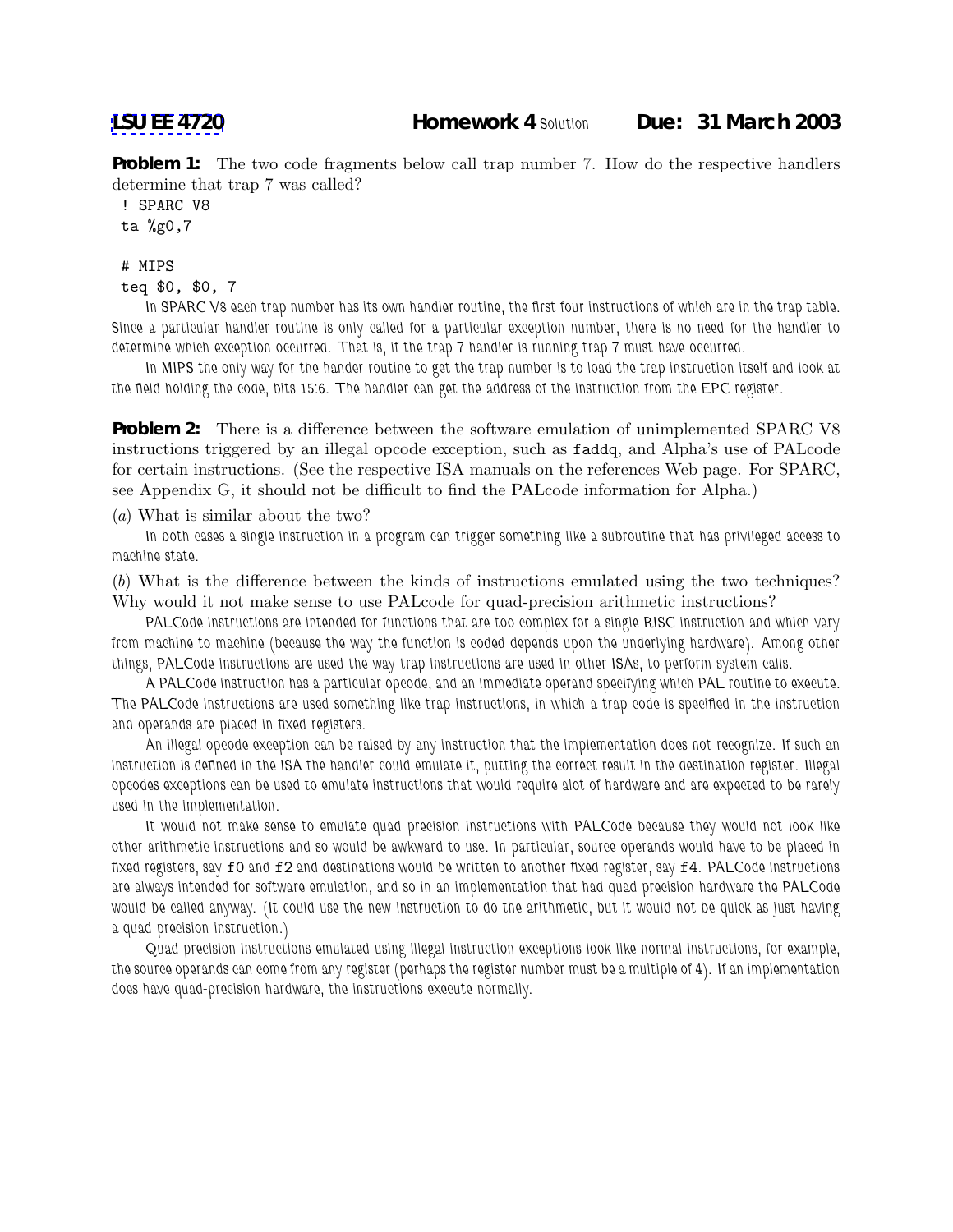**LSU EE 4720** **Homework 4** Solution **Due: 31 March 2003**

**Problem 1:** The two code fragments below call trap number 7. How do the respective handlers determine that trap 7 was called?

```
! SPARC V8
ta %g0,7

# MIPS
teq $0, $0, 7
```

In SPARC V8 each trap number has its own handler routine, the first four instructions of which are in the trap table. Since a particular handler routine is only called for a particular exception number, there is no need for the handler to determine which exception occurred. That is, if the trap 7 handler is running trap 7 must have occurred.

In MIPS the only way for the hander routine to get the trap number is to load the trap instruction itself and look at the field holding the code, bits 15:6. The handler can get the address of the instruction from the EPC register.

**Problem 2:** There is a difference between the software emulation of unimplemented SPARC V8 instructions triggered by an illegal opcode exception, such as `faddq`, and Alpha's use of PALcode for certain instructions. (See the respective ISA manuals on the references Web page. For SPARC, see Appendix G, it should not be difficult to find the PALcode information for Alpha.)

(*a*) What is similar about the two?

In both cases a single instruction in a program can trigger something like a subroutine that has privileged access to machine state.

(*b*) What is the difference between the kinds of instructions emulated using the two techniques? Why would it not make sense to use PALcode for quad-precision arithmetic instructions?

PALCode instructions are intended for functions that are too complex for a single RISC instruction and which vary from machine to machine (because the way the function is coded depends upon the underlying hardware). Among other things, PALCode instructions are used the way trap instructions are used in other ISAs, to perform system calls.

A PALCode instruction has a particular opcode, and an immediate operand specifying which PAL routine to execute. The PALCode instructions are used something like trap instructions, in which a trap code is specified in the instruction and operands are placed in fixed registers.

An illegal opcode exception can be raised by any instruction that the implementation does not recognize. If such an instruction is defined in the ISA the handler could emulate it, putting the correct result in the destination register. Illegal opcodes exceptions can be used to emulate instructions that would require alot of hardware and are expected to be rarely used in the implementation.

It would not make sense to emulate quad precision instructions with PALCode because they would not look like other arithmetic instructions and so would be awkward to use. In particular, source operands would have to be placed in fixed registers, say `f0` and `f2` and destinations would be written to another fixed register, say `f4`. PALCode instructions are always intended for software emulation, and so in an implementation that had quad precision hardware the PALCode would be called anyway. (It could use the new instruction to do the arithmetic, but it would not be quick as just having a quad precision instruction.)

Quad precision instructions emulated using illegal instruction exceptions look like normal instructions, for example, the source operands can come from any register (perhaps the register number must be a multiple of 4). If an implementation does have quad-precision hardware, the instructions execute normally.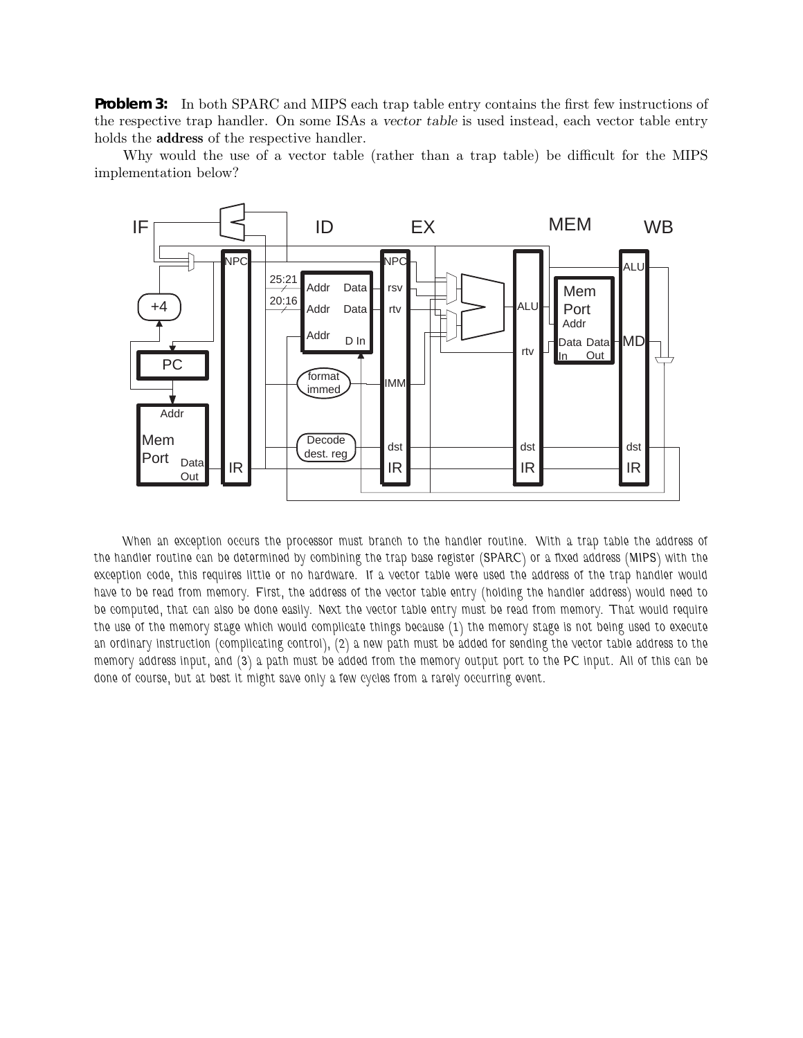**Problem 3:** In both SPARC and MIPS each trap table entry contains the first few instructions of the respective trap handler. On some ISAs a *vector table* is used instead, each vector table entry holds the **address** of the respective handler.

Why would the use of a vector table (rather than a trap table) be difficult for the MIPS implementation below?

When an exception occurs the processor must branch to the handler routine. With a trap table the address of the handler routine can be determined by combining the trap base register (SPARC) or a fixed address (MIPS) with the exception code, this requires little or no hardware. If a vector table were used the address of the trap handler would have to be read from memory. First, the address of the vector table entry (holding the handler address) would need to be computed, that can also be done easily. Next the vector table entry must be read from memory. That would require the use of the memory stage which would complicate things because (1) the memory stage is not being used to execute an ordinary instruction (complicating control), (2) a new path must be added for sending the vector table address to the memory address input, and (3) a path must be added from the memory output port to the PC input. All of this can be done of course, but at best it might save only a few cycles from a rarely occurring event.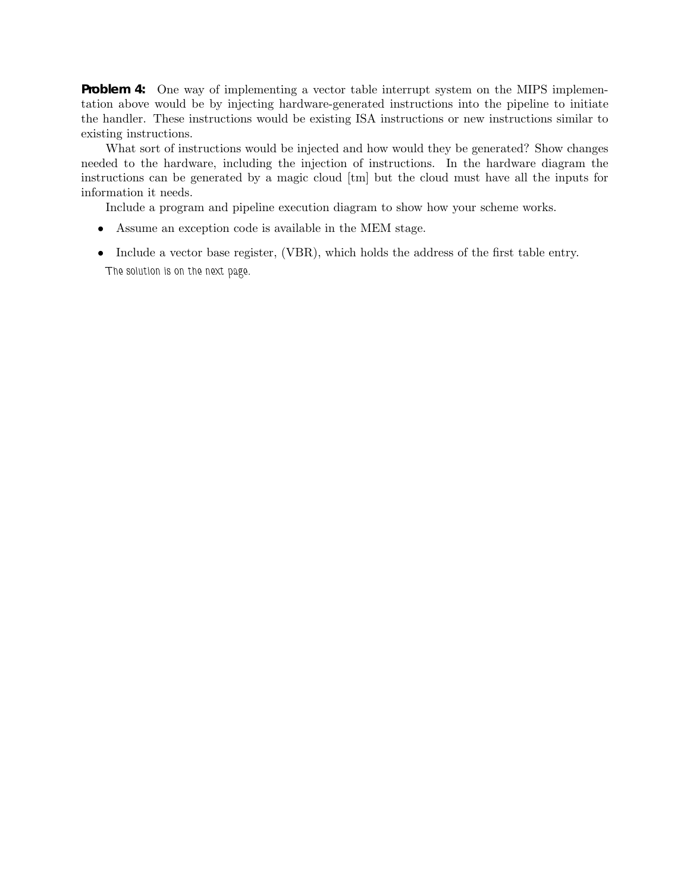**Problem 4:** One way of implementing a vector table interrupt system on the MIPS implementation above would be by injecting hardware-generated instructions into the pipeline to initiate the handler. These instructions would be existing ISA instructions or new instructions similar to existing instructions.

What sort of instructions would be injected and how would they be generated? Show changes needed to the hardware, including the injection of instructions. In the hardware diagram the instructions can be generated by a magic cloud [tm] but the cloud must have all the inputs for information it needs.

Include a program and pipeline execution diagram to show how your scheme works.

- Assume an exception code is available in the MEM stage.
- Include a vector base register, (VBR), which holds the address of the first table entry.

The solution is on the next page.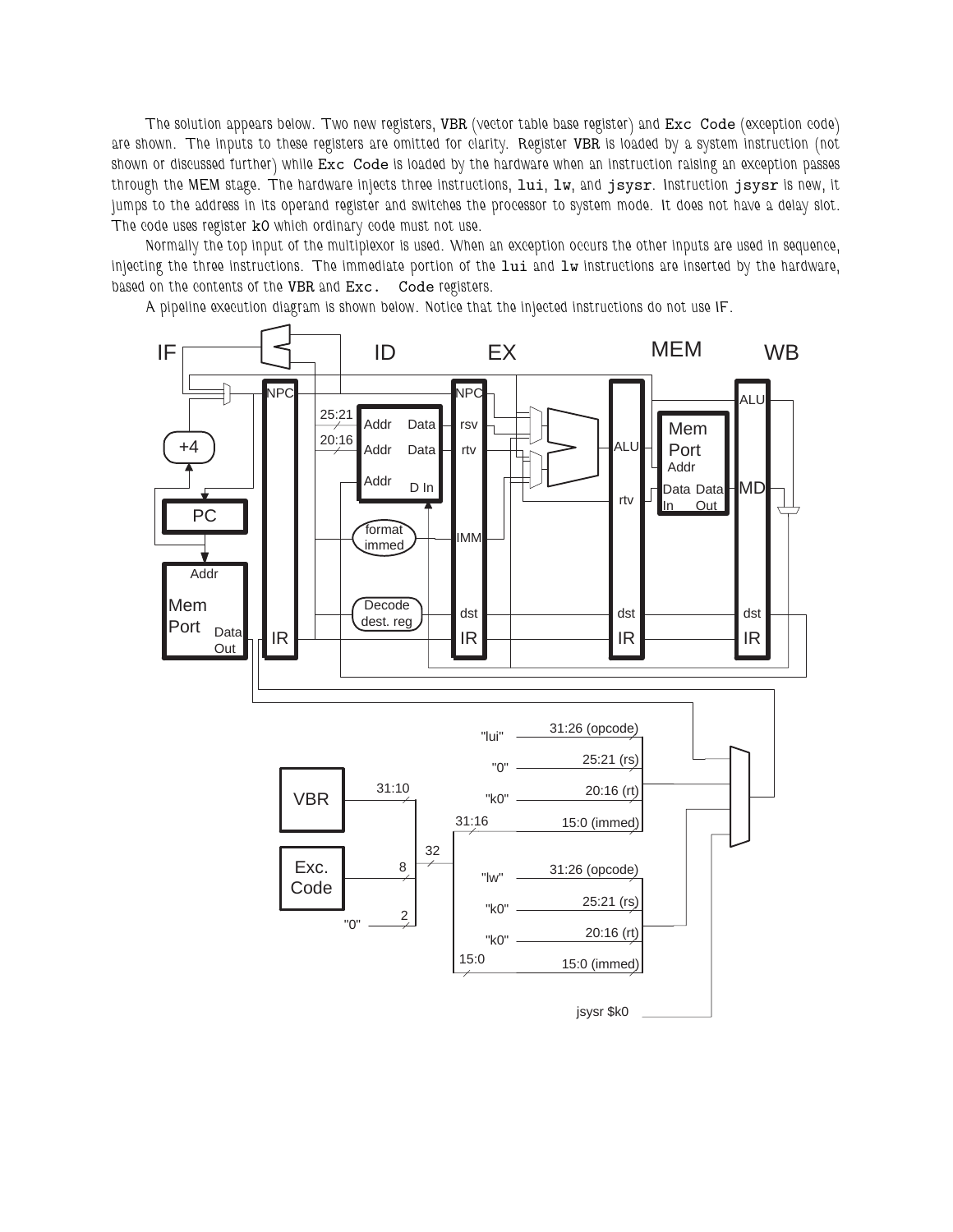The solution appears below. Two new registers, VBR (vector table base register) and `Exc Code` (exception code) are shown. The inputs to these registers are omitted for clarity. Register VBR is loaded by a system instruction (not shown or discussed further) while `Exc Code` is loaded by the hardware when an instruction raising an exception passes through the MEM stage. The hardware injects three instructions, `lui`, `lw`, and `jsysr`. Instruction `jsysr` is new, it jumps to the address in its operand register and switches the processor to system mode. It does not have a delay slot. The code uses register `k0` which ordinary code must not use.

Normally the top input of the multiplexor is used. When an exception occurs the other inputs are used in sequence, injecting the three instructions. The immediate portion of the `lui` and `lw` instructions are inserted by the hardware, based on the contents of the VBR and `Exc. Code` registers.

A pipeline execution diagram is shown below. Notice that the injected instructions do not use IF.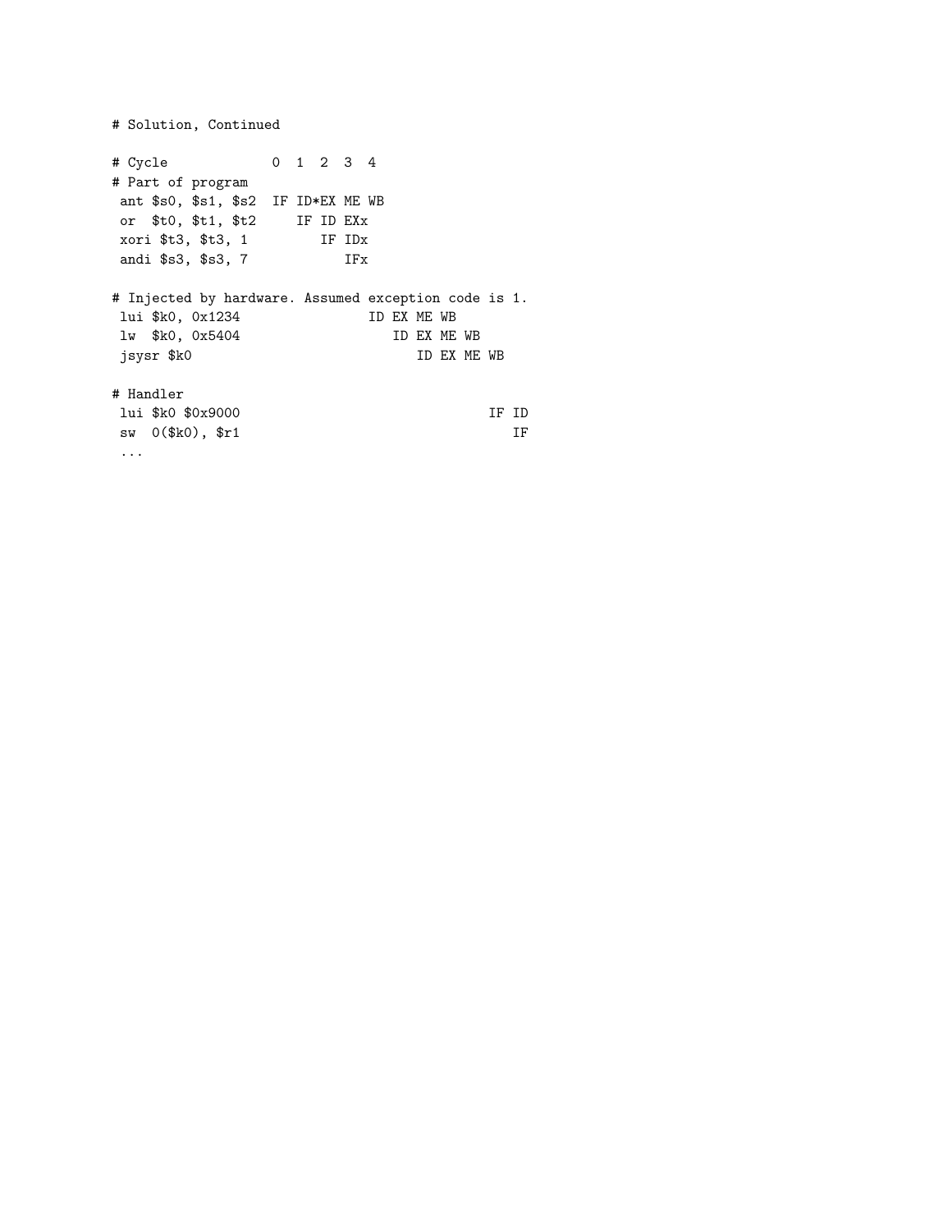```
# Solution, Continued

# Cycle            0  1  2  3  4
# Part of program
 ant $s0, $s1, $s2  IF ID*EX ME WB
 or  $t0, $t1, $t2     IF ID EXx
 xori $t3, $t3, 1         IF IDx
 andi $s3, $s3, 7            IFx

# Injected by hardware. Assumed exception code is 1.
 lui $k0, 0x1234               ID EX ME WB
 lw  $k0, 0x5404                  ID EX ME WB
 jsysr $k0                           ID EX ME WB

# Handler
 lui $k0 $0x9000                              IF ID
 sw  0($k0), $r1                                 IF
 ...
```